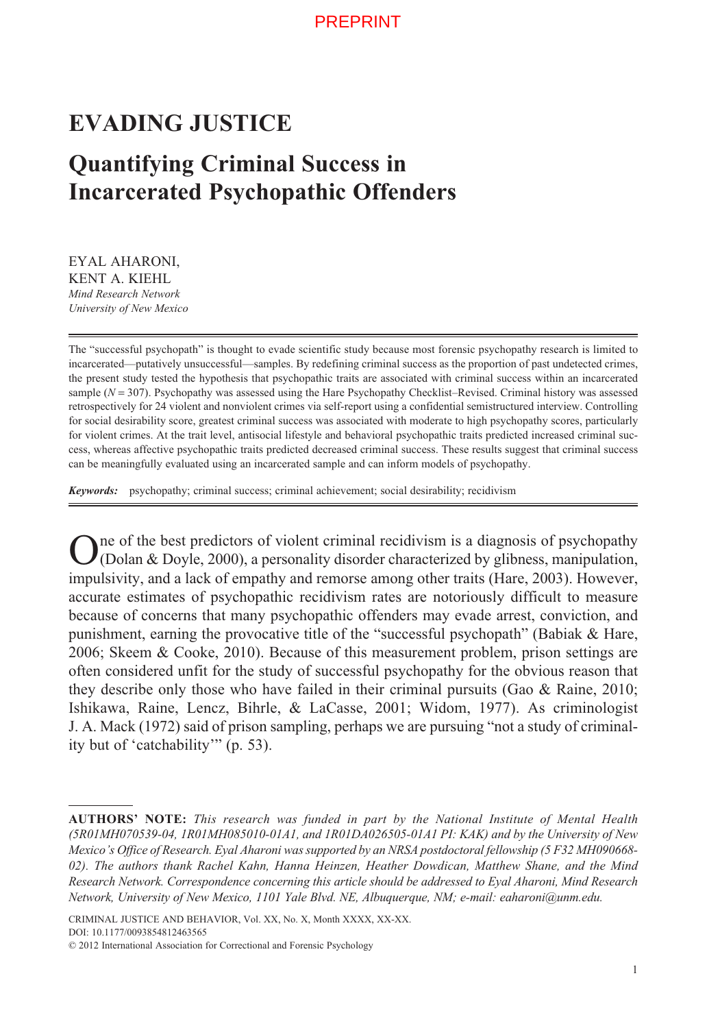PREPRINT

# EVADING JUSTICE

## Quantifying Criminal Success in Incarcerated Psychopathic Offenders

EYAL AHARONI,
KENT A. KIEHL
*Mind Research Network*
*University of New Mexico*

The "successful psychopath" is thought to evade scientific study because most forensic psychopathy research is limited to incarcerated—putatively unsuccessful—samples. By redefining criminal success as the proportion of past undetected crimes, the present study tested the hypothesis that psychopathic traits are associated with criminal success within an incarcerated sample ($N$ = 307). Psychopathy was assessed using the Hare Psychopathy Checklist–Revised. Criminal history was assessed retrospectively for 24 violent and nonviolent crimes via self-report using a confidential semistructured interview. Controlling for social desirability score, greatest criminal success was associated with moderate to high psychopathy scores, particularly for violent crimes. At the trait level, antisocial lifestyle and behavioral psychopathic traits predicted increased criminal success, whereas affective psychopathic traits predicted decreased criminal success. These results suggest that criminal success can be meaningfully evaluated using an incarcerated sample and can inform models of psychopathy.

***Keywords:*** psychopathy; criminal success; criminal achievement; social desirability; recidivism

One of the best predictors of violent criminal recidivism is a diagnosis of psychopathy (Dolan & Doyle, 2000), a personality disorder characterized by glibness, manipulation, impulsivity, and a lack of empathy and remorse among other traits (Hare, 2003). However, accurate estimates of psychopathic recidivism rates are notoriously difficult to measure because of concerns that many psychopathic offenders may evade arrest, conviction, and punishment, earning the provocative title of the "successful psychopath" (Babiak & Hare, 2006; Skeem & Cooke, 2010). Because of this measurement problem, prison settings are often considered unfit for the study of successful psychopathy for the obvious reason that they describe only those who have failed in their criminal pursuits (Gao & Raine, 2010; Ishikawa, Raine, Lencz, Bihrle, & LaCasse, 2001; Widom, 1977). As criminologist J. A. Mack (1972) said of prison sampling, perhaps we are pursuing "not a study of criminality but of 'catchability'" (p. 53).

---

**AUTHORS' NOTE:** *This research was funded in part by the National Institute of Mental Health (5R01MH070539-04, 1R01MH085010-01A1, and 1R01DA026505-01A1 PI: KAK) and by the University of New Mexico's Office of Research. Eyal Aharoni was supported by an NRSA postdoctoral fellowship (5 F32 MH090668-02). The authors thank Rachel Kahn, Hanna Heinzen, Heather Dowdican, Matthew Shane, and the Mind Research Network. Correspondence concerning this article should be addressed to Eyal Aharoni, Mind Research Network, University of New Mexico, 1101 Yale Blvd. NE, Albuquerque, NM; e-mail: eaharoni@unm.edu.*

CRIMINAL JUSTICE AND BEHAVIOR, Vol. XX, No. X, Month XXXX, XX-XX.
DOI: 10.1177/0093854812463565
© 2012 International Association for Correctional and Forensic Psychology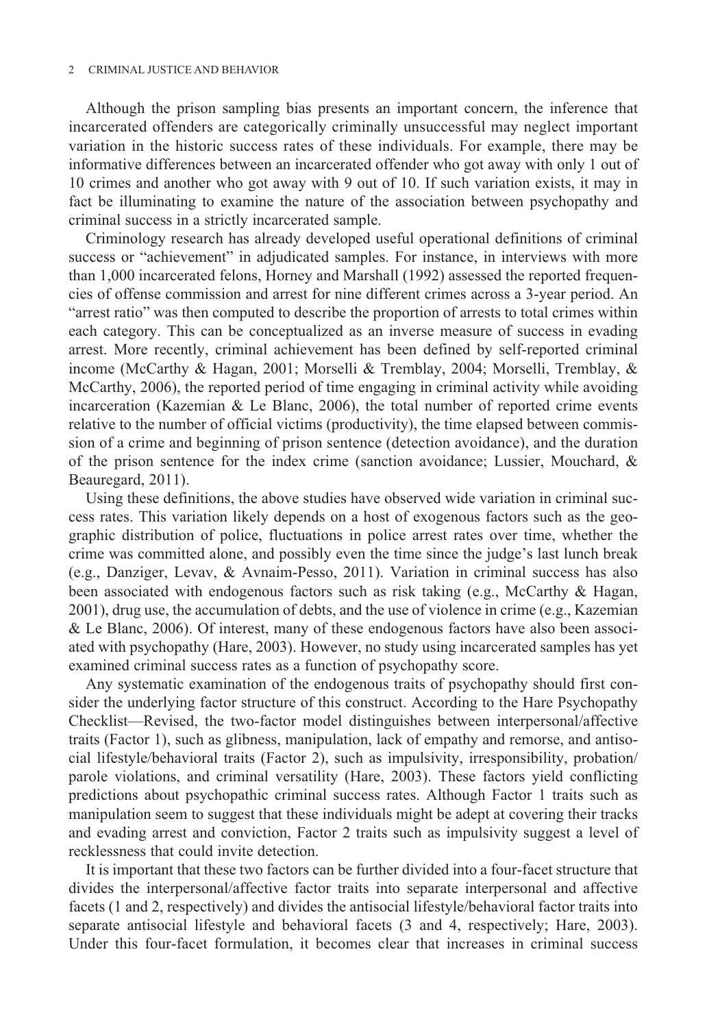Although the prison sampling bias presents an important concern, the inference that incarcerated offenders are categorically criminally unsuccessful may neglect important variation in the historic success rates of these individuals. For example, there may be informative differences between an incarcerated offender who got away with only 1 out of 10 crimes and another who got away with 9 out of 10. If such variation exists, it may in fact be illuminating to examine the nature of the association between psychopathy and criminal success in a strictly incarcerated sample.

Criminology research has already developed useful operational definitions of criminal success or "achievement" in adjudicated samples. For instance, in interviews with more than 1,000 incarcerated felons, Horney and Marshall (1992) assessed the reported frequencies of offense commission and arrest for nine different crimes across a 3-year period. An "arrest ratio" was then computed to describe the proportion of arrests to total crimes within each category. This can be conceptualized as an inverse measure of success in evading arrest. More recently, criminal achievement has been defined by self-reported criminal income (McCarthy & Hagan, 2001; Morselli & Tremblay, 2004; Morselli, Tremblay, & McCarthy, 2006), the reported period of time engaging in criminal activity while avoiding incarceration (Kazemian & Le Blanc, 2006), the total number of reported crime events relative to the number of official victims (productivity), the time elapsed between commission of a crime and beginning of prison sentence (detection avoidance), and the duration of the prison sentence for the index crime (sanction avoidance; Lussier, Mouchard, & Beauregard, 2011).

Using these definitions, the above studies have observed wide variation in criminal success rates. This variation likely depends on a host of exogenous factors such as the geographic distribution of police, fluctuations in police arrest rates over time, whether the crime was committed alone, and possibly even the time since the judge's last lunch break (e.g., Danziger, Levav, & Avnaim-Pesso, 2011). Variation in criminal success has also been associated with endogenous factors such as risk taking (e.g., McCarthy & Hagan, 2001), drug use, the accumulation of debts, and the use of violence in crime (e.g., Kazemian & Le Blanc, 2006). Of interest, many of these endogenous factors have also been associated with psychopathy (Hare, 2003). However, no study using incarcerated samples has yet examined criminal success rates as a function of psychopathy score.

Any systematic examination of the endogenous traits of psychopathy should first consider the underlying factor structure of this construct. According to the Hare Psychopathy Checklist—Revised, the two-factor model distinguishes between interpersonal/affective traits (Factor 1), such as glibness, manipulation, lack of empathy and remorse, and antisocial lifestyle/behavioral traits (Factor 2), such as impulsivity, irresponsibility, probation/parole violations, and criminal versatility (Hare, 2003). These factors yield conflicting predictions about psychopathic criminal success rates. Although Factor 1 traits such as manipulation seem to suggest that these individuals might be adept at covering their tracks and evading arrest and conviction, Factor 2 traits such as impulsivity suggest a level of recklessness that could invite detection.

It is important that these two factors can be further divided into a four-facet structure that divides the interpersonal/affective factor traits into separate interpersonal and affective facets (1 and 2, respectively) and divides the antisocial lifestyle/behavioral factor traits into separate antisocial lifestyle and behavioral facets (3 and 4, respectively; Hare, 2003). Under this four-facet formulation, it becomes clear that increases in criminal success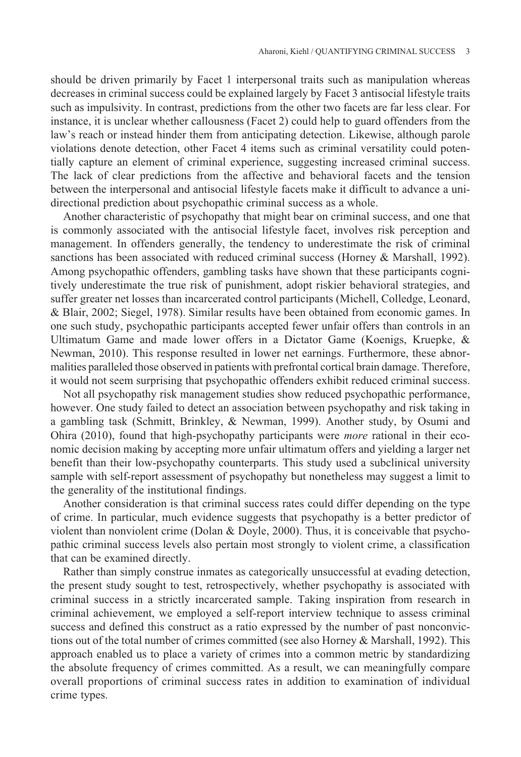should be driven primarily by Facet 1 interpersonal traits such as manipulation whereas decreases in criminal success could be explained largely by Facet 3 antisocial lifestyle traits such as impulsivity. In contrast, predictions from the other two facets are far less clear. For instance, it is unclear whether callousness (Facet 2) could help to guard offenders from the law's reach or instead hinder them from anticipating detection. Likewise, although parole violations denote detection, other Facet 4 items such as criminal versatility could potentially capture an element of criminal experience, suggesting increased criminal success. The lack of clear predictions from the affective and behavioral facets and the tension between the interpersonal and antisocial lifestyle facets make it difficult to advance a unidirectional prediction about psychopathic criminal success as a whole.

Another characteristic of psychopathy that might bear on criminal success, and one that is commonly associated with the antisocial lifestyle facet, involves risk perception and management. In offenders generally, the tendency to underestimate the risk of criminal sanctions has been associated with reduced criminal success (Horney & Marshall, 1992). Among psychopathic offenders, gambling tasks have shown that these participants cognitively underestimate the true risk of punishment, adopt riskier behavioral strategies, and suffer greater net losses than incarcerated control participants (Michell, Colledge, Leonard, & Blair, 2002; Siegel, 1978). Similar results have been obtained from economic games. In one such study, psychopathic participants accepted fewer unfair offers than controls in an Ultimatum Game and made lower offers in a Dictator Game (Koenigs, Kruepke, & Newman, 2010). This response resulted in lower net earnings. Furthermore, these abnormalities paralleled those observed in patients with prefrontal cortical brain damage. Therefore, it would not seem surprising that psychopathic offenders exhibit reduced criminal success.

Not all psychopathy risk management studies show reduced psychopathic performance, however. One study failed to detect an association between psychopathy and risk taking in a gambling task (Schmitt, Brinkley, & Newman, 1999). Another study, by Osumi and Ohira (2010), found that high-psychopathy participants were *more* rational in their economic decision making by accepting more unfair ultimatum offers and yielding a larger net benefit than their low-psychopathy counterparts. This study used a subclinical university sample with self-report assessment of psychopathy but nonetheless may suggest a limit to the generality of the institutional findings.

Another consideration is that criminal success rates could differ depending on the type of crime. In particular, much evidence suggests that psychopathy is a better predictor of violent than nonviolent crime (Dolan & Doyle, 2000). Thus, it is conceivable that psychopathic criminal success levels also pertain most strongly to violent crime, a classification that can be examined directly.

Rather than simply construe inmates as categorically unsuccessful at evading detection, the present study sought to test, retrospectively, whether psychopathy is associated with criminal success in a strictly incarcerated sample. Taking inspiration from research in criminal achievement, we employed a self-report interview technique to assess criminal success and defined this construct as a ratio expressed by the number of past nonconvictions out of the total number of crimes committed (see also Horney & Marshall, 1992). This approach enabled us to place a variety of crimes into a common metric by standardizing the absolute frequency of crimes committed. As a result, we can meaningfully compare overall proportions of criminal success rates in addition to examination of individual crime types.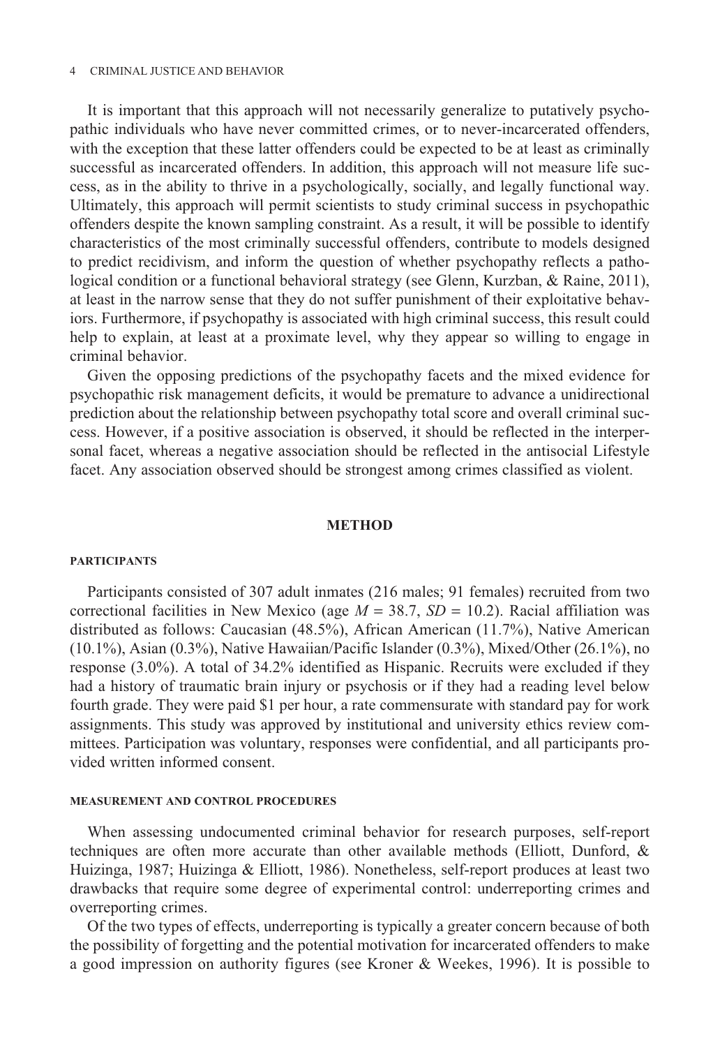It is important that this approach will not necessarily generalize to putatively psychopathic individuals who have never committed crimes, or to never-incarcerated offenders, with the exception that these latter offenders could be expected to be at least as criminally successful as incarcerated offenders. In addition, this approach will not measure life success, as in the ability to thrive in a psychologically, socially, and legally functional way. Ultimately, this approach will permit scientists to study criminal success in psychopathic offenders despite the known sampling constraint. As a result, it will be possible to identify characteristics of the most criminally successful offenders, contribute to models designed to predict recidivism, and inform the question of whether psychopathy reflects a pathological condition or a functional behavioral strategy (see Glenn, Kurzban, & Raine, 2011), at least in the narrow sense that they do not suffer punishment of their exploitative behaviors. Furthermore, if psychopathy is associated with high criminal success, this result could help to explain, at least at a proximate level, why they appear so willing to engage in criminal behavior.

Given the opposing predictions of the psychopathy facets and the mixed evidence for psychopathic risk management deficits, it would be premature to advance a unidirectional prediction about the relationship between psychopathy total score and overall criminal success. However, if a positive association is observed, it should be reflected in the interpersonal facet, whereas a negative association should be reflected in the antisocial Lifestyle facet. Any association observed should be strongest among crimes classified as violent.

## METHOD

### PARTICIPANTS

Participants consisted of 307 adult inmates (216 males; 91 females) recruited from two correctional facilities in New Mexico (age $M = 38.7$, $SD = 10.2$). Racial affiliation was distributed as follows: Caucasian (48.5%), African American (11.7%), Native American (10.1%), Asian (0.3%), Native Hawaiian/Pacific Islander (0.3%), Mixed/Other (26.1%), no response (3.0%). A total of 34.2% identified as Hispanic. Recruits were excluded if they had a history of traumatic brain injury or psychosis or if they had a reading level below fourth grade. They were paid $1 per hour, a rate commensurate with standard pay for work assignments. This study was approved by institutional and university ethics review committees. Participation was voluntary, responses were confidential, and all participants provided written informed consent.

### MEASUREMENT AND CONTROL PROCEDURES

When assessing undocumented criminal behavior for research purposes, self-report techniques are often more accurate than other available methods (Elliott, Dunford, & Huizinga, 1987; Huizinga & Elliott, 1986). Nonetheless, self-report produces at least two drawbacks that require some degree of experimental control: underreporting crimes and overreporting crimes.

Of the two types of effects, underreporting is typically a greater concern because of both the possibility of forgetting and the potential motivation for incarcerated offenders to make a good impression on authority figures (see Kroner & Weekes, 1996). It is possible to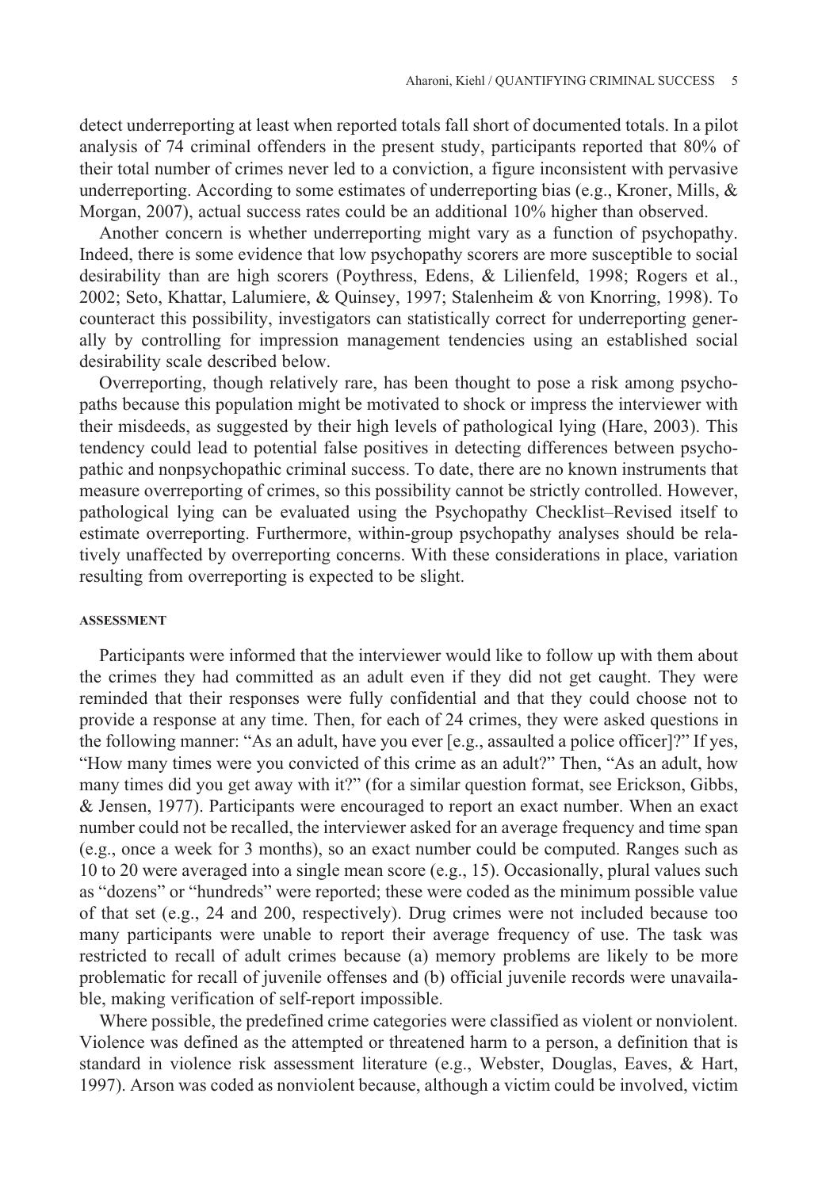detect underreporting at least when reported totals fall short of documented totals. In a pilot analysis of 74 criminal offenders in the present study, participants reported that 80% of their total number of crimes never led to a conviction, a figure inconsistent with pervasive underreporting. According to some estimates of underreporting bias (e.g., Kroner, Mills, & Morgan, 2007), actual success rates could be an additional 10% higher than observed.

Another concern is whether underreporting might vary as a function of psychopathy. Indeed, there is some evidence that low psychopathy scorers are more susceptible to social desirability than are high scorers (Poythress, Edens, & Lilienfeld, 1998; Rogers et al., 2002; Seto, Khattar, Lalumiere, & Quinsey, 1997; Stalenheim & von Knorring, 1998). To counteract this possibility, investigators can statistically correct for underreporting generally by controlling for impression management tendencies using an established social desirability scale described below.

Overreporting, though relatively rare, has been thought to pose a risk among psychopaths because this population might be motivated to shock or impress the interviewer with their misdeeds, as suggested by their high levels of pathological lying (Hare, 2003). This tendency could lead to potential false positives in detecting differences between psychopathic and nonpsychopathic criminal success. To date, there are no known instruments that measure overreporting of crimes, so this possibility cannot be strictly controlled. However, pathological lying can be evaluated using the Psychopathy Checklist–Revised itself to estimate overreporting. Furthermore, within-group psychopathy analyses should be relatively unaffected by overreporting concerns. With these considerations in place, variation resulting from overreporting is expected to be slight.

#### ASSESSMENT

Participants were informed that the interviewer would like to follow up with them about the crimes they had committed as an adult even if they did not get caught. They were reminded that their responses were fully confidential and that they could choose not to provide a response at any time. Then, for each of 24 crimes, they were asked questions in the following manner: "As an adult, have you ever [e.g., assaulted a police officer]?" If yes, "How many times were you convicted of this crime as an adult?" Then, "As an adult, how many times did you get away with it?" (for a similar question format, see Erickson, Gibbs, & Jensen, 1977). Participants were encouraged to report an exact number. When an exact number could not be recalled, the interviewer asked for an average frequency and time span (e.g., once a week for 3 months), so an exact number could be computed. Ranges such as 10 to 20 were averaged into a single mean score (e.g., 15). Occasionally, plural values such as "dozens" or "hundreds" were reported; these were coded as the minimum possible value of that set (e.g., 24 and 200, respectively). Drug crimes were not included because too many participants were unable to report their average frequency of use. The task was restricted to recall of adult crimes because (a) memory problems are likely to be more problematic for recall of juvenile offenses and (b) official juvenile records were unavailable, making verification of self-report impossible.

Where possible, the predefined crime categories were classified as violent or nonviolent. Violence was defined as the attempted or threatened harm to a person, a definition that is standard in violence risk assessment literature (e.g., Webster, Douglas, Eaves, & Hart, 1997). Arson was coded as nonviolent because, although a victim could be involved, victim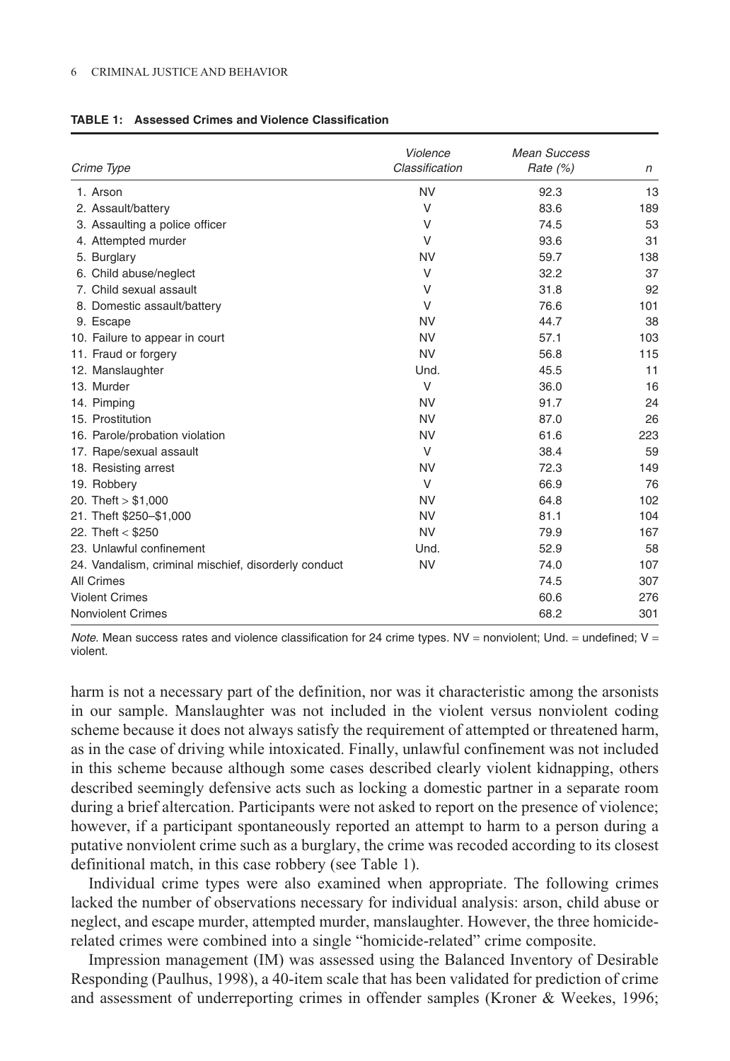**TABLE 1: Assessed Crimes and Violence Classification**

| Crime Type | Violence Classification | Mean Success Rate (%) | *n* |
|---|---|---|---|
| 1. Arson | NV | 92.3 | 13 |
| 2. Assault/battery | V | 83.6 | 189 |
| 3. Assaulting a police officer | V | 74.5 | 53 |
| 4. Attempted murder | V | 93.6 | 31 |
| 5. Burglary | NV | 59.7 | 138 |
| 6. Child abuse/neglect | V | 32.2 | 37 |
| 7. Child sexual assault | V | 31.8 | 92 |
| 8. Domestic assault/battery | V | 76.6 | 101 |
| 9. Escape | NV | 44.7 | 38 |
| 10. Failure to appear in court | NV | 57.1 | 103 |
| 11. Fraud or forgery | NV | 56.8 | 115 |
| 12. Manslaughter | Und. | 45.5 | 11 |
| 13. Murder | V | 36.0 | 16 |
| 14. Pimping | NV | 91.7 | 24 |
| 15. Prostitution | NV | 87.0 | 26 |
| 16. Parole/probation violation | NV | 61.6 | 223 |
| 17. Rape/sexual assault | V | 38.4 | 59 |
| 18. Resisting arrest | NV | 72.3 | 149 |
| 19. Robbery | V | 66.9 | 76 |
| 20. Theft > $1,000 | NV | 64.8 | 102 |
| 21. Theft $250–$1,000 | NV | 81.1 | 104 |
| 22. Theft < $250 | NV | 79.9 | 167 |
| 23. Unlawful confinement | Und. | 52.9 | 58 |
| 24. Vandalism, criminal mischief, disorderly conduct | NV | 74.0 | 107 |
| All Crimes | | 74.5 | 307 |
| Violent Crimes | | 60.6 | 276 |
| Nonviolent Crimes | | 68.2 | 301 |

*Note.* Mean success rates and violence classification for 24 crime types. NV = nonviolent; Und. = undefined; V = violent.

harm is not a necessary part of the definition, nor was it characteristic among the arsonists in our sample. Manslaughter was not included in the violent versus nonviolent coding scheme because it does not always satisfy the requirement of attempted or threatened harm, as in the case of driving while intoxicated. Finally, unlawful confinement was not included in this scheme because although some cases described clearly violent kidnapping, others described seemingly defensive acts such as locking a domestic partner in a separate room during a brief altercation. Participants were not asked to report on the presence of violence; however, if a participant spontaneously reported an attempt to harm to a person during a putative nonviolent crime such as a burglary, the crime was recoded according to its closest definitional match, in this case robbery (see Table 1).

Individual crime types were also examined when appropriate. The following crimes lacked the number of observations necessary for individual analysis: arson, child abuse or neglect, and escape murder, attempted murder, manslaughter. However, the three homicide-related crimes were combined into a single "homicide-related" crime composite.

Impression management (IM) was assessed using the Balanced Inventory of Desirable Responding (Paulhus, 1998), a 40-item scale that has been validated for prediction of crime and assessment of underreporting crimes in offender samples (Kroner & Weekes, 1996;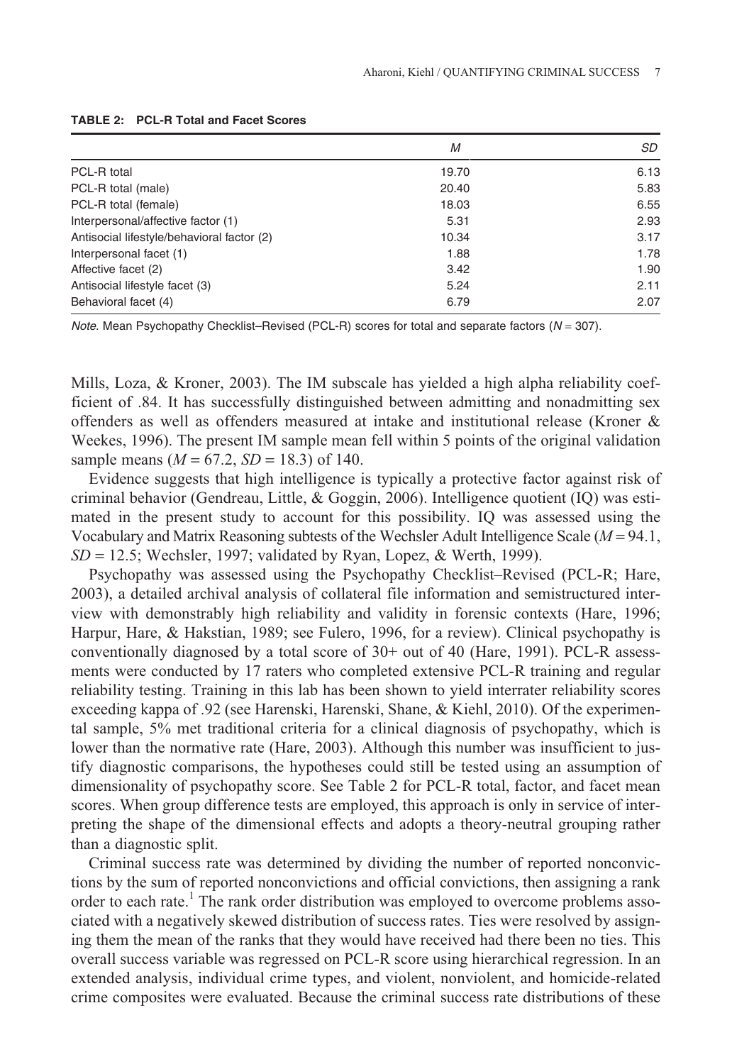**TABLE 2: PCL-R Total and Facet Scores**

| | *M* | *SD* |
|---|---|---|
| PCL-R total | 19.70 | 6.13 |
| PCL-R total (male) | 20.40 | 5.83 |
| PCL-R total (female) | 18.03 | 6.55 |
| Interpersonal/affective factor (1) | 5.31 | 2.93 |
| Antisocial lifestyle/behavioral factor (2) | 10.34 | 3.17 |
| Interpersonal facet (1) | 1.88 | 1.78 |
| Affective facet (2) | 3.42 | 1.90 |
| Antisocial lifestyle facet (3) | 5.24 | 2.11 |
| Behavioral facet (4) | 6.79 | 2.07 |

*Note*. Mean Psychopathy Checklist–Revised (PCL-R) scores for total and separate factors ($N = 307$).

Mills, Loza, & Kroner, 2003). The IM subscale has yielded a high alpha reliability coefficient of .84. It has successfully distinguished between admitting and nonadmitting sex offenders as well as offenders measured at intake and institutional release (Kroner & Weekes, 1996). The present IM sample mean fell within 5 points of the original validation sample means ($M = 67.2$, $SD = 18.3$) of 140.

Evidence suggests that high intelligence is typically a protective factor against risk of criminal behavior (Gendreau, Little, & Goggin, 2006). Intelligence quotient (IQ) was estimated in the present study to account for this possibility. IQ was assessed using the Vocabulary and Matrix Reasoning subtests of the Wechsler Adult Intelligence Scale ($M = 94.1$, $SD = 12.5$; Wechsler, 1997; validated by Ryan, Lopez, & Werth, 1999).

Psychopathy was assessed using the Psychopathy Checklist–Revised (PCL-R; Hare, 2003), a detailed archival analysis of collateral file information and semistructured interview with demonstrably high reliability and validity in forensic contexts (Hare, 1996; Harpur, Hare, & Hakstian, 1989; see Fulero, 1996, for a review). Clinical psychopathy is conventionally diagnosed by a total score of 30+ out of 40 (Hare, 1991). PCL-R assessments were conducted by 17 raters who completed extensive PCL-R training and regular reliability testing. Training in this lab has been shown to yield interrater reliability scores exceeding kappa of .92 (see Harenski, Harenski, Shane, & Kiehl, 2010). Of the experimental sample, 5% met traditional criteria for a clinical diagnosis of psychopathy, which is lower than the normative rate (Hare, 2003). Although this number was insufficient to justify diagnostic comparisons, the hypotheses could still be tested using an assumption of dimensionality of psychopathy score. See Table 2 for PCL-R total, factor, and facet mean scores. When group difference tests are employed, this approach is only in service of interpreting the shape of the dimensional effects and adopts a theory-neutral grouping rather than a diagnostic split.

Criminal success rate was determined by dividing the number of reported nonconvictions by the sum of reported nonconvictions and official convictions, then assigning a rank order to each rate.[1] The rank order distribution was employed to overcome problems associated with a negatively skewed distribution of success rates. Ties were resolved by assigning them the mean of the ranks that they would have received had there been no ties. This overall success variable was regressed on PCL-R score using hierarchical regression. In an extended analysis, individual crime types, and violent, nonviolent, and homicide-related crime composites were evaluated. Because the criminal success rate distributions of these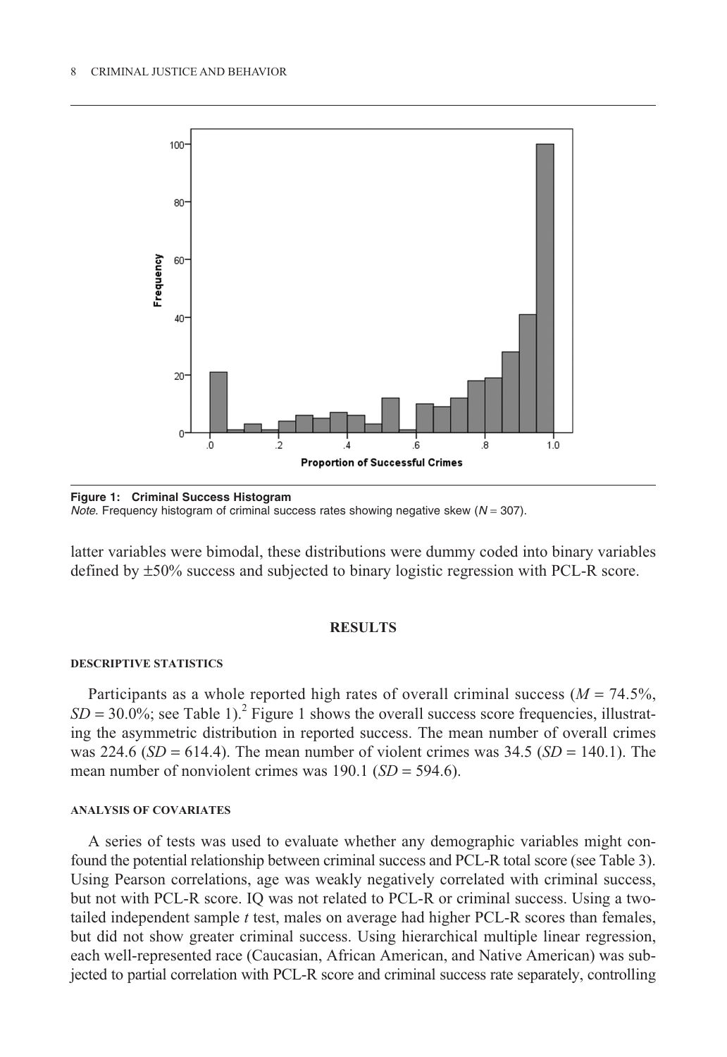**Figure 1: Criminal Success Histogram**
*Note*. Frequency histogram of criminal success rates showing negative skew ($N$ = 307).

latter variables were bimodal, these distributions were dummy coded into binary variables defined by ±50% success and subjected to binary logistic regression with PCL-R score.

## RESULTS

### DESCRIPTIVE STATISTICS

Participants as a whole reported high rates of overall criminal success ($M$ = 74.5%, $SD$ = 30.0%; see Table 1).[2] Figure 1 shows the overall success score frequencies, illustrating the asymmetric distribution in reported success. The mean number of overall crimes was 224.6 ($SD$ = 614.4). The mean number of violent crimes was 34.5 ($SD$ = 140.1). The mean number of nonviolent crimes was 190.1 ($SD$ = 594.6).

### ANALYSIS OF COVARIATES

A series of tests was used to evaluate whether any demographic variables might confound the potential relationship between criminal success and PCL-R total score (see Table 3). Using Pearson correlations, age was weakly negatively correlated with criminal success, but not with PCL-R score. IQ was not related to PCL-R or criminal success. Using a two-tailed independent sample $t$ test, males on average had higher PCL-R scores than females, but did not show greater criminal success. Using hierarchical multiple linear regression, each well-represented race (Caucasian, African American, and Native American) was subjected to partial correlation with PCL-R score and criminal success rate separately, controlling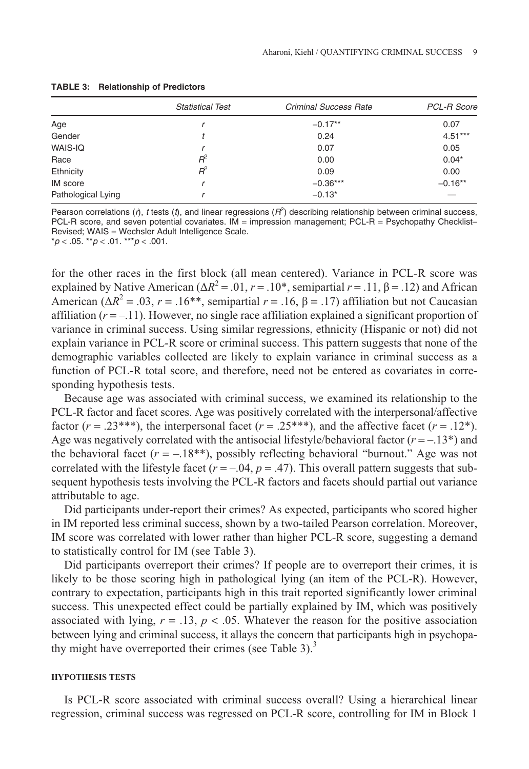**TABLE 3: Relationship of Predictors**

| | *Statistical Test* | *Criminal Success Rate* | *PCL-R Score* |
|---|---|---|---|
| Age | *r* | −0.17** | 0.07 |
| Gender | *t* | 0.24 | 4.51*** |
| WAIS-IQ | *r* | 0.07 | 0.05 |
| Race | $R^2$ | 0.00 | 0.04* |
| Ethnicity | $R^2$ | 0.09 | 0.00 |
| IM score | *r* | −0.36*** | −0.16** |
| Pathological Lying | *r* | −0.13* | — |

Pearson correlations (*r*), *t* tests (*t*), and linear regressions ($R^2$) describing relationship between criminal success, PCL-R score, and seven potential covariates. IM = impression management; PCL-R = Psychopathy Checklist–Revised; WAIS = Wechsler Adult Intelligence Scale.
*$p < .05$. **$p < .01$. ***$p < .001$.

for the other races in the first block (all mean centered). Variance in PCL-R score was explained by Native American ($\Delta R^2 = .01$, $r = .10$*, semipartial $r = .11$, $\beta = .12$) and African American ($\Delta R^2 = .03$, $r = .16$**, semipartial $r = .16$, $\beta = .17$) affiliation but not Caucasian affiliation ($r = –.11$). However, no single race affiliation explained a significant proportion of variance in criminal success. Using similar regressions, ethnicity (Hispanic or not) did not explain variance in PCL-R score or criminal success. This pattern suggests that none of the demographic variables collected are likely to explain variance in criminal success as a function of PCL-R total score, and therefore, need not be entered as covariates in corresponding hypothesis tests.

Because age was associated with criminal success, we examined its relationship to the PCL-R factor and facet scores. Age was positively correlated with the interpersonal/affective factor ($r = .23$***), the interpersonal facet ($r = .25$***), and the affective facet ($r = .12$*). Age was negatively correlated with the antisocial lifestyle/behavioral factor ($r = –.13$*) and the behavioral facet ($r = –.18$**), possibly reflecting behavioral "burnout." Age was not correlated with the lifestyle facet ($r = –.04$, $p = .47$). This overall pattern suggests that subsequent hypothesis tests involving the PCL-R factors and facets should partial out variance attributable to age.

Did participants under-report their crimes? As expected, participants who scored higher in IM reported less criminal success, shown by a two-tailed Pearson correlation. Moreover, IM score was correlated with lower rather than higher PCL-R score, suggesting a demand to statistically control for IM (see Table 3).

Did participants overreport their crimes? If people are to overreport their crimes, it is likely to be those scoring high in pathological lying (an item of the PCL-R). However, contrary to expectation, participants high in this trait reported significantly lower criminal success. This unexpected effect could be partially explained by IM, which was positively associated with lying, $r = .13$, $p < .05$. Whatever the reason for the positive association between lying and criminal success, it allays the concern that participants high in psychopathy might have overreported their crimes (see Table 3).[3]

#### HYPOTHESIS TESTS

Is PCL-R score associated with criminal success overall? Using a hierarchical linear regression, criminal success was regressed on PCL-R score, controlling for IM in Block 1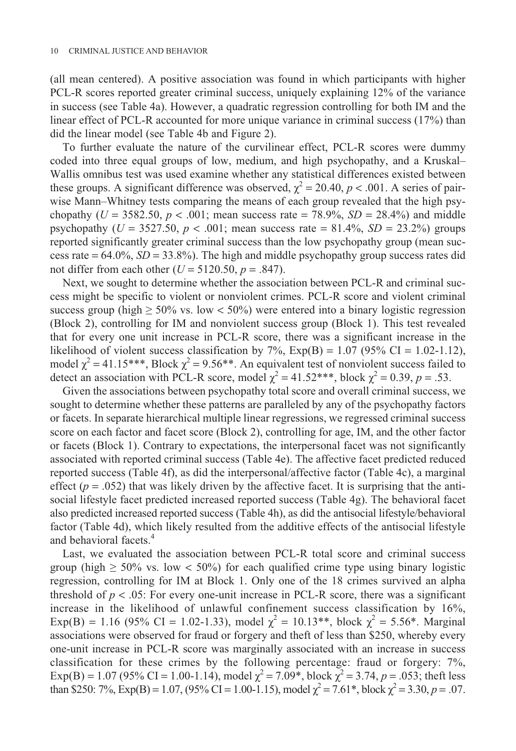(all mean centered). A positive association was found in which participants with higher PCL-R scores reported greater criminal success, uniquely explaining 12% of the variance in success (see Table 4a). However, a quadratic regression controlling for both IM and the linear effect of PCL-R accounted for more unique variance in criminal success (17%) than did the linear model (see Table 4b and Figure 2).

To further evaluate the nature of the curvilinear effect, PCL-R scores were dummy coded into three equal groups of low, medium, and high psychopathy, and a Kruskal–Wallis omnibus test was used examine whether any statistical differences existed between these groups. A significant difference was observed, $\chi^2 = 20.40$, $p < .001$. A series of pairwise Mann–Whitney tests comparing the means of each group revealed that the high psychopathy ($U = 3582.50$, $p < .001$; mean success rate = 78.9%, $SD$ = 28.4%) and middle psychopathy ($U = 3527.50$, $p < .001$; mean success rate = 81.4%, $SD$ = 23.2%) groups reported significantly greater criminal success than the low psychopathy group (mean success rate = 64.0%, $SD$ = 33.8%). The high and middle psychopathy group success rates did not differ from each other ($U = 5120.50$, $p = .847$).

Next, we sought to determine whether the association between PCL-R and criminal success might be specific to violent or nonviolent crimes. PCL-R score and violent criminal success group (high ≥ 50% vs. low < 50%) were entered into a binary logistic regression (Block 2), controlling for IM and nonviolent success group (Block 1). This test revealed that for every one unit increase in PCL-R score, there was a significant increase in the likelihood of violent success classification by 7%, Exp(B) = 1.07 (95% CI = 1.02-1.12), model $\chi^2 = 41.15$***, Block $\chi^2 = 9.56$**. An equivalent test of nonviolent success failed to detect an association with PCL-R score, model $\chi^2 = 41.52$***, block $\chi^2 = 0.39$, $p = .53$.

Given the associations between psychopathy total score and overall criminal success, we sought to determine whether these patterns are paralleled by any of the psychopathy factors or facets. In separate hierarchical multiple linear regressions, we regressed criminal success score on each factor and facet score (Block 2), controlling for age, IM, and the other factor or facets (Block 1). Contrary to expectations, the interpersonal facet was not significantly associated with reported criminal success (Table 4e). The affective facet predicted reduced reported success (Table 4f), as did the interpersonal/affective factor (Table 4c), a marginal effect ($p = .052$) that was likely driven by the affective facet. It is surprising that the antisocial lifestyle facet predicted increased reported success (Table 4g). The behavioral facet also predicted increased reported success (Table 4h), as did the antisocial lifestyle/behavioral factor (Table 4d), which likely resulted from the additive effects of the antisocial lifestyle and behavioral facets.[4]

Last, we evaluated the association between PCL-R total score and criminal success group (high ≥ 50% vs. low < 50%) for each qualified crime type using binary logistic regression, controlling for IM at Block 1. Only one of the 18 crimes survived an alpha threshold of $p < .05$: For every one-unit increase in PCL-R score, there was a significant increase in the likelihood of unlawful confinement success classification by 16%, Exp(B) = 1.16 (95% CI = 1.02-1.33), model $\chi^2 = 10.13$**, block $\chi^2 = 5.56$*. Marginal associations were observed for fraud or forgery and theft of less than \$250, whereby every one-unit increase in PCL-R score was marginally associated with an increase in success classification for these crimes by the following percentage: fraud or forgery: 7%, Exp(B) = 1.07 (95% CI = 1.00-1.14), model $\chi^2 = 7.09$*, block $\chi^2 = 3.74$, $p = .053$; theft less than \$250: 7%, Exp(B) = 1.07, (95% CI = 1.00-1.15), model $\chi^2 = 7.61$*, block $\chi^2 = 3.30$, $p = .07$.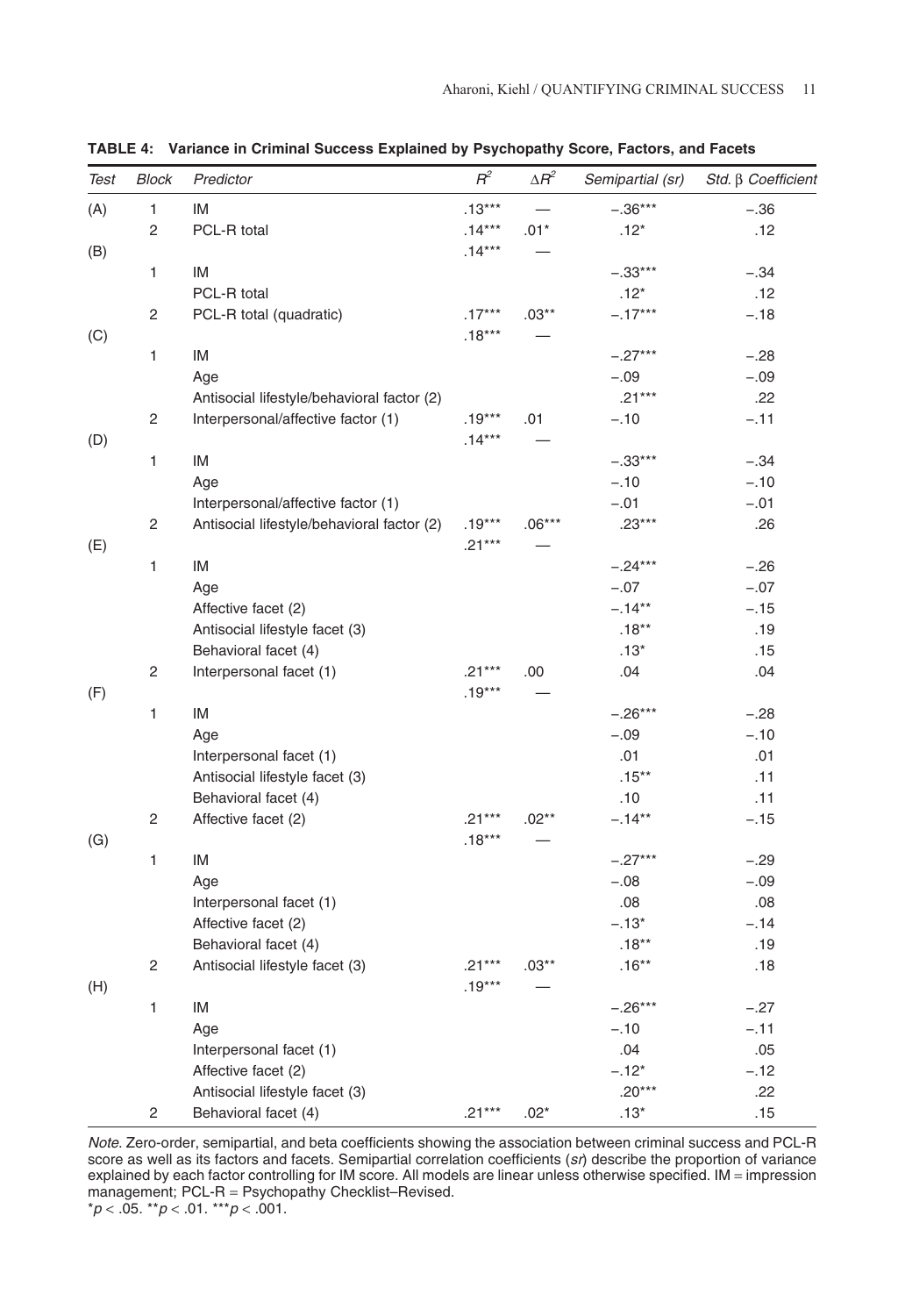**TABLE 4: Variance in Criminal Success Explained by Psychopathy Score, Factors, and Facets**

| Test | Block | Predictor | $R^2$ | $\Delta R^2$ | Semipartial (sr) | Std. β Coefficient |
|---|---|---|---|---|---|---|
| (A) | 1 | IM | .13*** | — | −.36*** | −.36 |
| | 2 | PCL-R total | .14*** | .01* | .12* | .12 |
| (B) | | | .14*** | — | | |
| | 1 | IM | | | −.33*** | −.34 |
| | | PCL-R total | | | .12* | .12 |
| | 2 | PCL-R total (quadratic) | .17*** | .03** | −.17*** | −.18 |
| (C) | | | .18*** | — | | |
| | 1 | IM | | | −.27*** | −.28 |
| | | Age | | | −.09 | −.09 |
| | | Antisocial lifestyle/behavioral factor (2) | | | .21*** | .22 |
| | 2 | Interpersonal/affective factor (1) | .19*** | .01 | −.10 | −.11 |
| (D) | | | .14*** | — | | |
| | 1 | IM | | | −.33*** | −.34 |
| | | Age | | | −.10 | −.10 |
| | | Interpersonal/affective factor (1) | | | −.01 | −.01 |
| | 2 | Antisocial lifestyle/behavioral factor (2) | .19*** | .06*** | .23*** | .26 |
| (E) | | | .21*** | — | | |
| | 1 | IM | | | −.24*** | −.26 |
| | | Age | | | −.07 | −.07 |
| | | Affective facet (2) | | | −.14** | −.15 |
| | | Antisocial lifestyle facet (3) | | | .18** | .19 |
| | | Behavioral facet (4) | | | .13* | .15 |
| | 2 | Interpersonal facet (1) | .21*** | .00 | .04 | .04 |
| (F) | | | .19*** | — | | |
| | 1 | IM | | | −.26*** | −.28 |
| | | Age | | | −.09 | −.10 |
| | | Interpersonal facet (1) | | | .01 | .01 |
| | | Antisocial lifestyle facet (3) | | | .15** | .11 |
| | | Behavioral facet (4) | | | .10 | .11 |
| | 2 | Affective facet (2) | .21*** | .02** | −.14** | −.15 |
| (G) | | | .18*** | — | | |
| | 1 | IM | | | −.27*** | −.29 |
| | | Age | | | −.08 | −.09 |
| | | Interpersonal facet (1) | | | .08 | .08 |
| | | Affective facet (2) | | | −.13* | −.14 |
| | | Behavioral facet (4) | | | .18** | .19 |
| | 2 | Antisocial lifestyle facet (3) | .21*** | .03** | .16** | .18 |
| (H) | | | .19*** | — | | |
| | 1 | IM | | | −.26*** | −.27 |
| | | Age | | | −.10 | −.11 |
| | | Interpersonal facet (1) | | | .04 | .05 |
| | | Affective facet (2) | | | −.12* | −.12 |
| | | Antisocial lifestyle facet (3) | | | .20*** | .22 |
| | 2 | Behavioral facet (4) | .21*** | .02* | .13* | .15 |

*Note*. Zero-order, semipartial, and beta coefficients showing the association between criminal success and PCL-R score as well as its factors and facets. Semipartial correlation coefficients (*sr*) describe the proportion of variance explained by each factor controlling for IM score. All models are linear unless otherwise specified. IM = impression management; PCL-R = Psychopathy Checklist–Revised.
\*$p < .05$. \*\*$p < .01$. \*\*\*$p < .001$.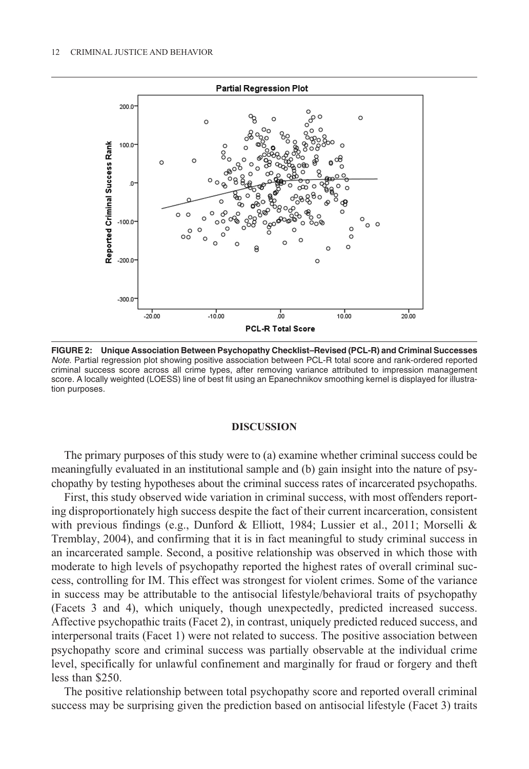**FIGURE 2: Unique Association Between Psychopathy Checklist–Revised (PCL-R) and Criminal Successes**

*Note*. Partial regression plot showing positive association between PCL-R total score and rank-ordered reported criminal success score across all crime types, after removing variance attributed to impression management score. A locally weighted (LOESS) line of best fit using an Epanechnikov smoothing kernel is displayed for illustration purposes.

## DISCUSSION

The primary purposes of this study were to (a) examine whether criminal success could be meaningfully evaluated in an institutional sample and (b) gain insight into the nature of psychopathy by testing hypotheses about the criminal success rates of incarcerated psychopaths.

First, this study observed wide variation in criminal success, with most offenders reporting disproportionately high success despite the fact of their current incarceration, consistent with previous findings (e.g., Dunford & Elliott, 1984; Lussier et al., 2011; Morselli & Tremblay, 2004), and confirming that it is in fact meaningful to study criminal success in an incarcerated sample. Second, a positive relationship was observed in which those with moderate to high levels of psychopathy reported the highest rates of overall criminal success, controlling for IM. This effect was strongest for violent crimes. Some of the variance in success may be attributable to the antisocial lifestyle/behavioral traits of psychopathy (Facets 3 and 4), which uniquely, though unexpectedly, predicted increased success. Affective psychopathic traits (Facet 2), in contrast, uniquely predicted reduced success, and interpersonal traits (Facet 1) were not related to success. The positive association between psychopathy score and criminal success was partially observable at the individual crime level, specifically for unlawful confinement and marginally for fraud or forgery and theft less than \$250.

The positive relationship between total psychopathy score and reported overall criminal success may be surprising given the prediction based on antisocial lifestyle (Facet 3) traits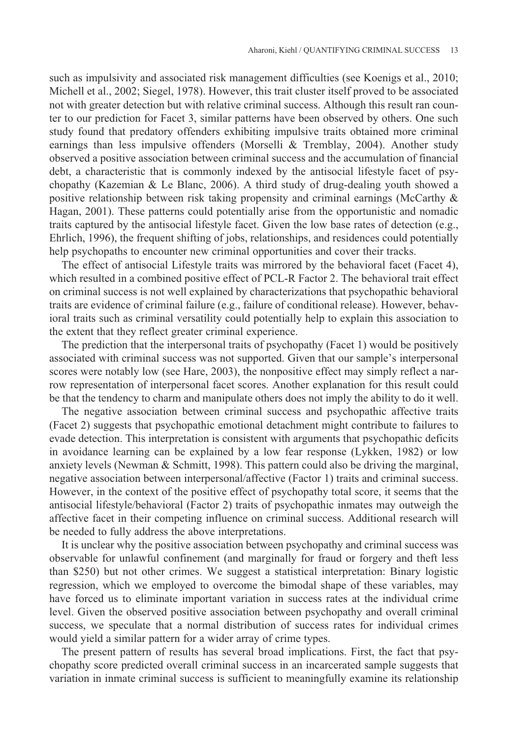such as impulsivity and associated risk management difficulties (see Koenigs et al., 2010; Michell et al., 2002; Siegel, 1978). However, this trait cluster itself proved to be associated not with greater detection but with relative criminal success. Although this result ran counter to our prediction for Facet 3, similar patterns have been observed by others. One such study found that predatory offenders exhibiting impulsive traits obtained more criminal earnings than less impulsive offenders (Morselli & Tremblay, 2004). Another study observed a positive association between criminal success and the accumulation of financial debt, a characteristic that is commonly indexed by the antisocial lifestyle facet of psychopathy (Kazemian & Le Blanc, 2006). A third study of drug-dealing youth showed a positive relationship between risk taking propensity and criminal earnings (McCarthy & Hagan, 2001). These patterns could potentially arise from the opportunistic and nomadic traits captured by the antisocial lifestyle facet. Given the low base rates of detection (e.g., Ehrlich, 1996), the frequent shifting of jobs, relationships, and residences could potentially help psychopaths to encounter new criminal opportunities and cover their tracks.

The effect of antisocial Lifestyle traits was mirrored by the behavioral facet (Facet 4), which resulted in a combined positive effect of PCL-R Factor 2. The behavioral trait effect on criminal success is not well explained by characterizations that psychopathic behavioral traits are evidence of criminal failure (e.g., failure of conditional release). However, behavioral traits such as criminal versatility could potentially help to explain this association to the extent that they reflect greater criminal experience.

The prediction that the interpersonal traits of psychopathy (Facet 1) would be positively associated with criminal success was not supported. Given that our sample's interpersonal scores were notably low (see Hare, 2003), the nonpositive effect may simply reflect a narrow representation of interpersonal facet scores. Another explanation for this result could be that the tendency to charm and manipulate others does not imply the ability to do it well.

The negative association between criminal success and psychopathic affective traits (Facet 2) suggests that psychopathic emotional detachment might contribute to failures to evade detection. This interpretation is consistent with arguments that psychopathic deficits in avoidance learning can be explained by a low fear response (Lykken, 1982) or low anxiety levels (Newman & Schmitt, 1998). This pattern could also be driving the marginal, negative association between interpersonal/affective (Factor 1) traits and criminal success. However, in the context of the positive effect of psychopathy total score, it seems that the antisocial lifestyle/behavioral (Factor 2) traits of psychopathic inmates may outweigh the affective facet in their competing influence on criminal success. Additional research will be needed to fully address the above interpretations.

It is unclear why the positive association between psychopathy and criminal success was observable for unlawful confinement (and marginally for fraud or forgery and theft less than \$250) but not other crimes. We suggest a statistical interpretation: Binary logistic regression, which we employed to overcome the bimodal shape of these variables, may have forced us to eliminate important variation in success rates at the individual crime level. Given the observed positive association between psychopathy and overall criminal success, we speculate that a normal distribution of success rates for individual crimes would yield a similar pattern for a wider array of crime types.

The present pattern of results has several broad implications. First, the fact that psychopathy score predicted overall criminal success in an incarcerated sample suggests that variation in inmate criminal success is sufficient to meaningfully examine its relationship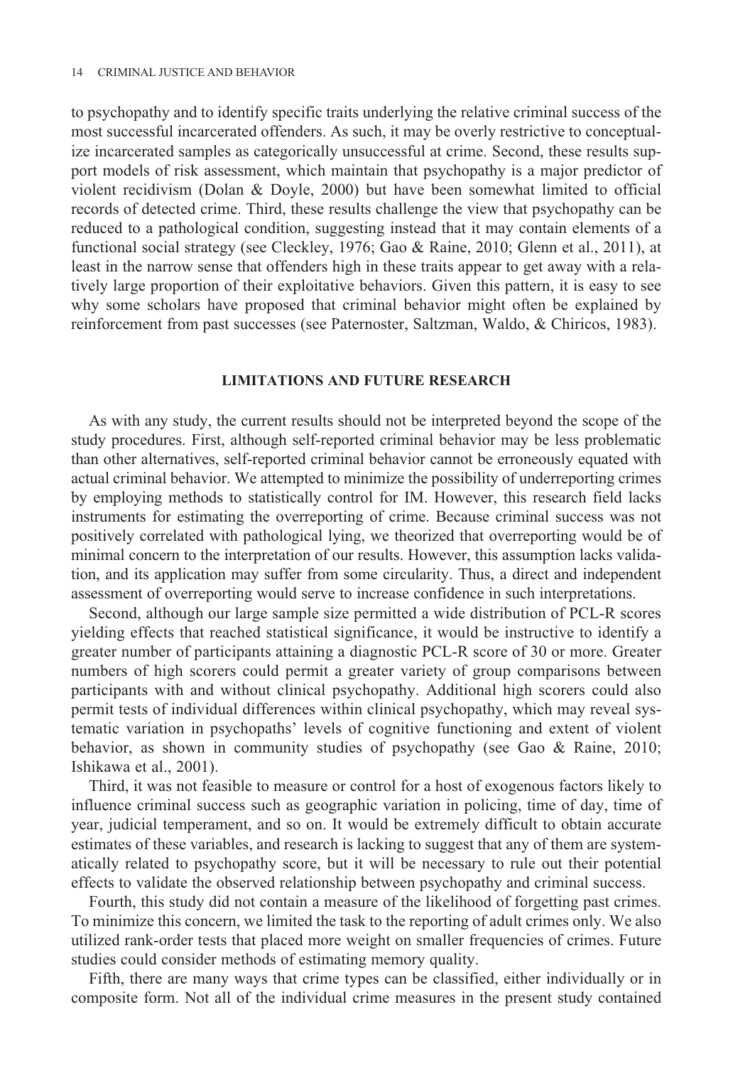to psychopathy and to identify specific traits underlying the relative criminal success of the most successful incarcerated offenders. As such, it may be overly restrictive to conceptualize incarcerated samples as categorically unsuccessful at crime. Second, these results support models of risk assessment, which maintain that psychopathy is a major predictor of violent recidivism (Dolan & Doyle, 2000) but have been somewhat limited to official records of detected crime. Third, these results challenge the view that psychopathy can be reduced to a pathological condition, suggesting instead that it may contain elements of a functional social strategy (see Cleckley, 1976; Gao & Raine, 2010; Glenn et al., 2011), at least in the narrow sense that offenders high in these traits appear to get away with a relatively large proportion of their exploitative behaviors. Given this pattern, it is easy to see why some scholars have proposed that criminal behavior might often be explained by reinforcement from past successes (see Paternoster, Saltzman, Waldo, & Chiricos, 1983).

## LIMITATIONS AND FUTURE RESEARCH

As with any study, the current results should not be interpreted beyond the scope of the study procedures. First, although self-reported criminal behavior may be less problematic than other alternatives, self-reported criminal behavior cannot be erroneously equated with actual criminal behavior. We attempted to minimize the possibility of underreporting crimes by employing methods to statistically control for IM. However, this research field lacks instruments for estimating the overreporting of crime. Because criminal success was not positively correlated with pathological lying, we theorized that overreporting would be of minimal concern to the interpretation of our results. However, this assumption lacks validation, and its application may suffer from some circularity. Thus, a direct and independent assessment of overreporting would serve to increase confidence in such interpretations.

Second, although our large sample size permitted a wide distribution of PCL-R scores yielding effects that reached statistical significance, it would be instructive to identify a greater number of participants attaining a diagnostic PCL-R score of 30 or more. Greater numbers of high scorers could permit a greater variety of group comparisons between participants with and without clinical psychopathy. Additional high scorers could also permit tests of individual differences within clinical psychopathy, which may reveal systematic variation in psychopaths' levels of cognitive functioning and extent of violent behavior, as shown in community studies of psychopathy (see Gao & Raine, 2010; Ishikawa et al., 2001).

Third, it was not feasible to measure or control for a host of exogenous factors likely to influence criminal success such as geographic variation in policing, time of day, time of year, judicial temperament, and so on. It would be extremely difficult to obtain accurate estimates of these variables, and research is lacking to suggest that any of them are systematically related to psychopathy score, but it will be necessary to rule out their potential effects to validate the observed relationship between psychopathy and criminal success.

Fourth, this study did not contain a measure of the likelihood of forgetting past crimes. To minimize this concern, we limited the task to the reporting of adult crimes only. We also utilized rank-order tests that placed more weight on smaller frequencies of crimes. Future studies could consider methods of estimating memory quality.

Fifth, there are many ways that crime types can be classified, either individually or in composite form. Not all of the individual crime measures in the present study contained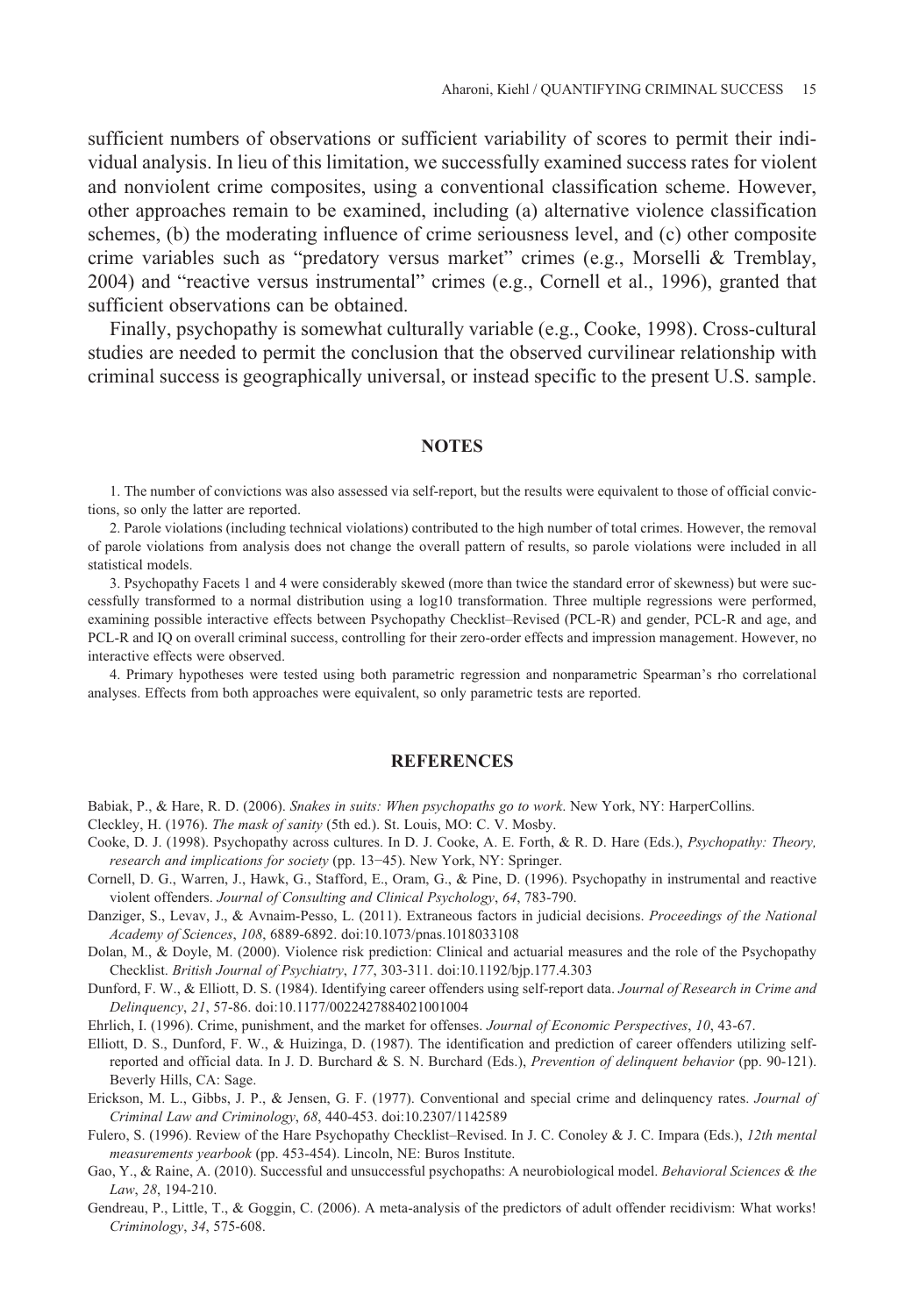sufficient numbers of observations or sufficient variability of scores to permit their individual analysis. In lieu of this limitation, we successfully examined success rates for violent and nonviolent crime composites, using a conventional classification scheme. However, other approaches remain to be examined, including (a) alternative violence classification schemes, (b) the moderating influence of crime seriousness level, and (c) other composite crime variables such as "predatory versus market" crimes (e.g., Morselli & Tremblay, 2004) and "reactive versus instrumental" crimes (e.g., Cornell et al., 1996), granted that sufficient observations can be obtained.

Finally, psychopathy is somewhat culturally variable (e.g., Cooke, 1998). Cross-cultural studies are needed to permit the conclusion that the observed curvilinear relationship with criminal success is geographically universal, or instead specific to the present U.S. sample.

## NOTES

1. The number of convictions was also assessed via self-report, but the results were equivalent to those of official convictions, so only the latter are reported.

2. Parole violations (including technical violations) contributed to the high number of total crimes. However, the removal of parole violations from analysis does not change the overall pattern of results, so parole violations were included in all statistical models.

3. Psychopathy Facets 1 and 4 were considerably skewed (more than twice the standard error of skewness) but were successfully transformed to a normal distribution using a log10 transformation. Three multiple regressions were performed, examining possible interactive effects between Psychopathy Checklist–Revised (PCL-R) and gender, PCL-R and age, and PCL-R and IQ on overall criminal success, controlling for their zero-order effects and impression management. However, no interactive effects were observed.

4. Primary hypotheses were tested using both parametric regression and nonparametric Spearman's rho correlational analyses. Effects from both approaches were equivalent, so only parametric tests are reported.

## REFERENCES

Babiak, P., & Hare, R. D. (2006). *Snakes in suits: When psychopaths go to work*. New York, NY: HarperCollins.

Cleckley, H. (1976). *The mask of sanity* (5th ed.). St. Louis, MO: C. V. Mosby.

Cooke, D. J. (1998). Psychopathy across cultures. In D. J. Cooke, A. E. Forth, & R. D. Hare (Eds.), *Psychopathy: Theory, research and implications for society* (pp. 13−45). New York, NY: Springer.

Cornell, D. G., Warren, J., Hawk, G., Stafford, E., Oram, G., & Pine, D. (1996). Psychopathy in instrumental and reactive violent offenders. *Journal of Consulting and Clinical Psychology*, *64*, 783-790.

Danziger, S., Levav, J., & Avnaim-Pesso, L. (2011). Extraneous factors in judicial decisions. *Proceedings of the National Academy of Sciences*, *108*, 6889-6892. doi:10.1073/pnas.1018033108

Dolan, M., & Doyle, M. (2000). Violence risk prediction: Clinical and actuarial measures and the role of the Psychopathy Checklist. *British Journal of Psychiatry*, *177*, 303-311. doi:10.1192/bjp.177.4.303

Dunford, F. W., & Elliott, D. S. (1984). Identifying career offenders using self-report data. *Journal of Research in Crime and Delinquency*, *21*, 57-86. doi:10.1177/0022427884021001004

Ehrlich, I. (1996). Crime, punishment, and the market for offenses. *Journal of Economic Perspectives*, *10*, 43-67.

Elliott, D. S., Dunford, F. W., & Huizinga, D. (1987). The identification and prediction of career offenders utilizing self-reported and official data. In J. D. Burchard & S. N. Burchard (Eds.), *Prevention of delinquent behavior* (pp. 90-121). Beverly Hills, CA: Sage.

Erickson, M. L., Gibbs, J. P., & Jensen, G. F. (1977). Conventional and special crime and delinquency rates. *Journal of Criminal Law and Criminology*, *68*, 440-453. doi:10.2307/1142589

Fulero, S. (1996). Review of the Hare Psychopathy Checklist–Revised. In J. C. Conoley & J. C. Impara (Eds.), *12th mental measurements yearbook* (pp. 453-454). Lincoln, NE: Buros Institute.

Gao, Y., & Raine, A. (2010). Successful and unsuccessful psychopaths: A neurobiological model. *Behavioral Sciences & the Law*, *28*, 194-210.

Gendreau, P., Little, T., & Goggin, C. (2006). A meta-analysis of the predictors of adult offender recidivism: What works! *Criminology*, *34*, 575-608.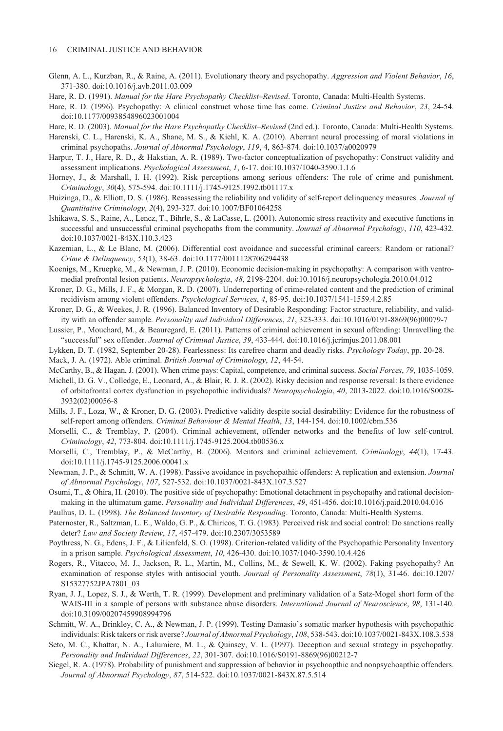Glenn, A. L., Kurzban, R., & Raine, A. (2011). Evolutionary theory and psychopathy. *Aggression and Violent Behavior*, *16*, 371-380. doi:10.1016/j.avb.2011.03.009

Hare, R. D. (1991). *Manual for the Hare Psychopathy Checklist–Revised*. Toronto, Canada: Multi-Health Systems.

Hare, R. D. (1996). Psychopathy: A clinical construct whose time has come. *Criminal Justice and Behavior*, *23*, 24-54. doi:10.1177/0093854896023001004

Hare, R. D. (2003). *Manual for the Hare Psychopathy Checklist–Revised* (2nd ed.). Toronto, Canada: Multi-Health Systems.

Harenski, C. L., Harenski, K. A., Shane, M. S., & Kiehl, K. A. (2010). Aberrant neural processing of moral violations in criminal psychopaths. *Journal of Abnormal Psychology*, *119*, 4, 863-874. doi:10.1037/a0020979

Harpur, T. J., Hare, R. D., & Hakstian, A. R. (1989). Two-factor conceptualization of psychopathy: Construct validity and assessment implications. *Psychological Assessment*, *1*, 6-17. doi:10.1037/1040-3590.1.1.6

Horney, J., & Marshall, I. H. (1992). Risk perceptions among serious offenders: The role of crime and punishment. *Criminology*, *30*(4), 575-594. doi:10.1111/j.1745-9125.1992.tb01117.x

Huizinga, D., & Elliott, D. S. (1986). Reassessing the reliability and validity of self-report delinquency measures. *Journal of Quantitative Criminology*, *2*(4), 293-327. doi:10.1007/BF01064258

Ishikawa, S. S., Raine, A., Lencz, T., Bihrle, S., & LaCasse, L. (2001). Autonomic stress reactivity and executive functions in successful and unsuccessful criminal psychopaths from the community. *Journal of Abnormal Psychology*, *110*, 423-432. doi:10.1037/0021-843X.110.3.423

Kazemian, L., & Le Blanc, M. (2006). Differential cost avoidance and successful criminal careers: Random or rational? *Crime & Delinquency*, *53*(1), 38-63. doi:10.1177/0011128706294438

Koenigs, M., Kruepke, M., & Newman, J. P. (2010). Economic decision-making in psychopathy: A comparison with ventromedial prefrontal lesion patients. *Neuropsychologia*, *48*, 2198-2204. doi:10.1016/j.neuropsychologia.2010.04.012

Kroner, D. G., Mills, J. F., & Morgan, R. D. (2007). Underreporting of crime-related content and the prediction of criminal recidivism among violent offenders. *Psychological Services*, *4*, 85-95. doi:10.1037/1541-1559.4.2.85

Kroner, D. G., & Weekes, J. R. (1996). Balanced Inventory of Desirable Responding: Factor structure, reliability, and validity with an offender sample. *Personality and Individual Differences*, *21*, 323-333. doi:10.1016/0191-8869(96)00079-7

Lussier, P., Mouchard, M., & Beauregard, E. (2011). Patterns of criminal achievement in sexual offending: Unravelling the "successful" sex offender. *Journal of Criminal Justice*, *39*, 433-444. doi:10.1016/j.jcrimjus.2011.08.001

Lykken, D. T. (1982, September 20-28). Fearlessness: Its carefree charm and deadly risks. *Psychology Today*, pp. 20-28.

Mack, J. A. (1972). Able criminal. *British Journal of Criminology*, *12*, 44-54.

McCarthy, B., & Hagan, J. (2001). When crime pays: Capital, competence, and criminal success. *Social Forces*, *79*, 1035-1059.

Michell, D. G. V., Colledge, E., Leonard, A., & Blair, R. J. R. (2002). Risky decision and response reversal: Is there evidence of orbitofrontal cortex dysfunction in psychopathic individuals? *Neuropsychologia*, *40*, 2013-2022. doi:10.1016/S0028-3932(02)00056-8

Mills, J. F., Loza, W., & Kroner, D. G. (2003). Predictive validity despite social desirability: Evidence for the robustness of self-report among offenders. *Criminal Behaviour & Mental Health*, *13*, 144-154. doi:10.1002/cbm.536

Morselli, C., & Tremblay, P. (2004). Criminal achievement, offender networks and the benefits of low self-control. *Criminology*, *42*, 773-804. doi:10.1111/j.1745-9125.2004.tb00536.x

Morselli, C., Tremblay, P., & McCarthy, B. (2006). Mentors and criminal achievement. *Criminology*, *44*(1), 17-43. doi:10.1111/j.1745-9125.2006.00041.x

Newman, J. P., & Schmitt, W. A. (1998). Passive avoidance in psychopathic offenders: A replication and extension. *Journal of Abnormal Psychology*, *107*, 527-532. doi:10.1037/0021-843X.107.3.527

Osumi, T., & Ohira, H. (2010). The positive side of psychopathy: Emotional detachment in psychopathy and rational decision-making in the ultimatum game. *Personality and Individual Differences*, *49*, 451-456. doi:10.1016/j.paid.2010.04.016

Paulhus, D. L. (1998). *The Balanced Inventory of Desirable Responding*. Toronto, Canada: Multi-Health Systems.

Paternoster, R., Saltzman, L. E., Waldo, G. P., & Chiricos, T. G. (1983). Perceived risk and social control: Do sanctions really deter? *Law and Society Review*, *17*, 457-479. doi:10.2307/3053589

Poythress, N. G., Edens, J. F., & Lilienfeld, S. O. (1998). Criterion-related validity of the Psychopathic Personality Inventory in a prison sample. *Psychological Assessment*, *10*, 426-430. doi:10.1037/1040-3590.10.4.426

Rogers, R., Vitacco, M. J., Jackson, R. L., Martin, M., Collins, M., & Sewell, K. W. (2002). Faking psychopathy? An examination of response styles with antisocial youth. *Journal of Personality Assessment*, *78*(1), 31-46. doi:10.1207/S15327752JPA7801_03

Ryan, J. J., Lopez, S. J., & Werth, T. R. (1999). Development and preliminary validation of a Satz-Mogel short form of the WAIS-III in a sample of persons with substance abuse disorders. *International Journal of Neuroscience*, *98*, 131-140. doi:10.3109/00207459908994796

Schmitt, W. A., Brinkley, C. A., & Newman, J. P. (1999). Testing Damasio's somatic marker hypothesis with psychopathic individuals: Risk takers or risk averse? *Journal of Abnormal Psychology*, *108*, 538-543. doi:10.1037/0021-843X.108.3.538

Seto, M. C., Khattar, N. A., Lalumiere, M. L., & Quinsey, V. L. (1997). Deception and sexual strategy in psychopathy. *Personality and Individual Differences*, *22*, 301-307. doi:10.1016/S0191-8869(96)00212-7

Siegel, R. A. (1978). Probability of punishment and suppression of behavior in psychoapthic and nonpsychoapthic offenders. *Journal of Abnormal Psychology*, *87*, 514-522. doi:10.1037/0021-843X.87.5.514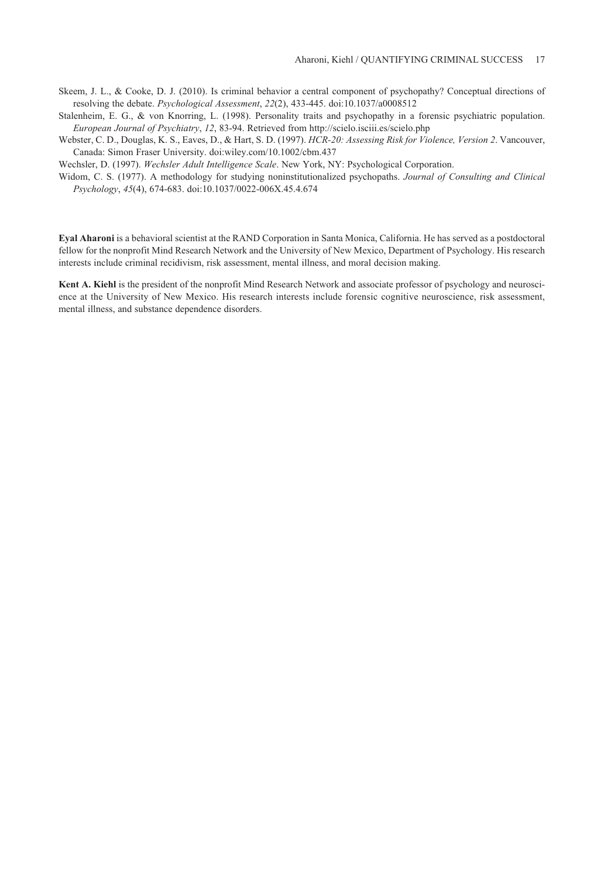Skeem, J. L., & Cooke, D. J. (2010). Is criminal behavior a central component of psychopathy? Conceptual directions of resolving the debate. *Psychological Assessment*, *22*(2), 433-445. doi:10.1037/a0008512

Stalenheim, E. G., & von Knorring, L. (1998). Personality traits and psychopathy in a forensic psychiatric population. *European Journal of Psychiatry*, *12*, 83-94. Retrieved from http://scielo.isciii.es/scielo.php

Webster, C. D., Douglas, K. S., Eaves, D., & Hart, S. D. (1997). *HCR-20: Assessing Risk for Violence, Version 2*. Vancouver, Canada: Simon Fraser University. doi:wiley.com/10.1002/cbm.437

Wechsler, D. (1997). *Wechsler Adult Intelligence Scale*. New York, NY: Psychological Corporation.

Widom, C. S. (1977). A methodology for studying noninstitutionalized psychopaths. *Journal of Consulting and Clinical Psychology*, *45*(4), 674-683. doi:10.1037/0022-006X.45.4.674

**Eyal Aharoni** is a behavioral scientist at the RAND Corporation in Santa Monica, California. He has served as a postdoctoral fellow for the nonprofit Mind Research Network and the University of New Mexico, Department of Psychology. His research interests include criminal recidivism, risk assessment, mental illness, and moral decision making.

**Kent A. Kiehl** is the president of the nonprofit Mind Research Network and associate professor of psychology and neuroscience at the University of New Mexico. His research interests include forensic cognitive neuroscience, risk assessment, mental illness, and substance dependence disorders.